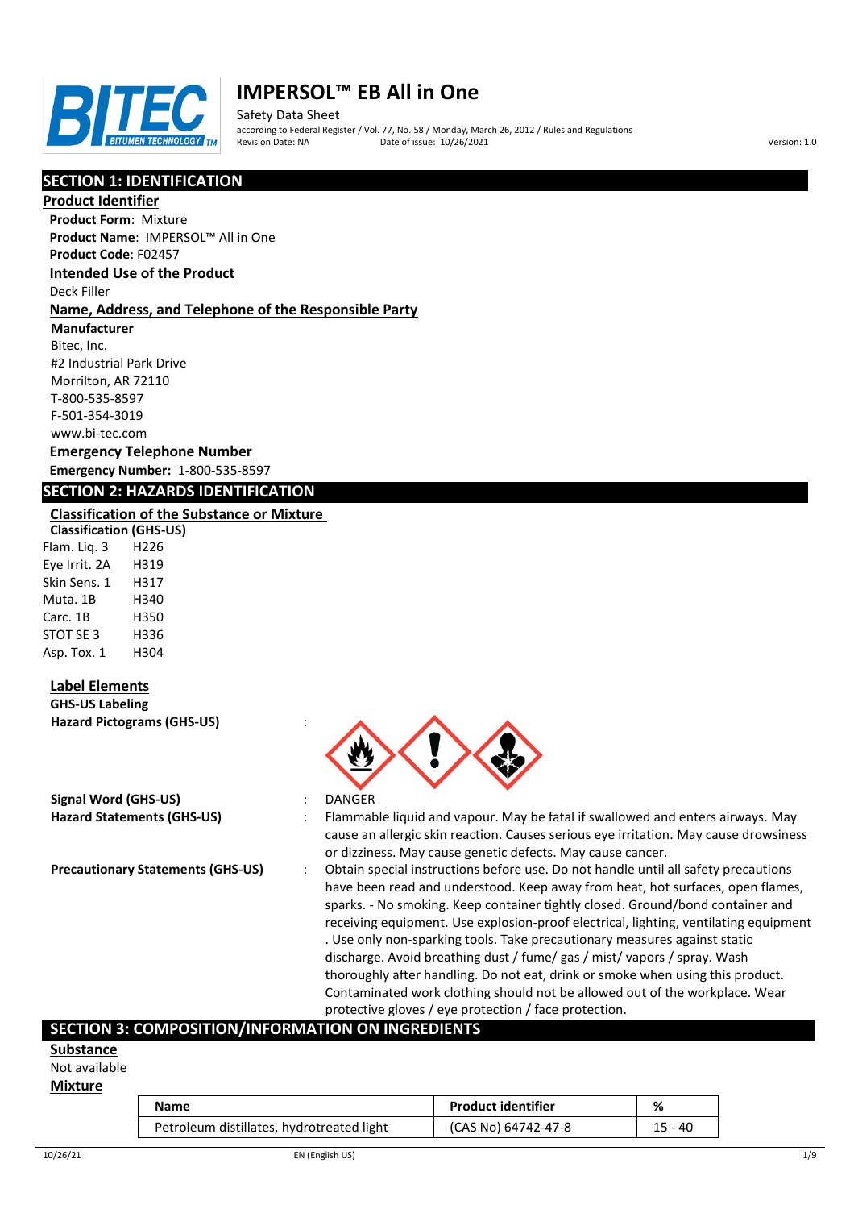# IMPERSOL™ EB All in One

Safety Data Sheet

according to Federal Register / Vol. 77, No. 58 / Monday, March 26, 2012 / Rules and Regulations

Revision Date: NA | Date of issue: 10/26/2021 | Version: 1.0

## SECTION 1: IDENTIFICATION

### Product Identifier

**Product Form**: Mixture

**Product Name**: IMPERSOL™ All in One

**Product Code**: F02457

### Intended Use of the Product

Deck Filler

### Name, Address, and Telephone of the Responsible Party

**Manufacturer**

Bitec, Inc.
#2 Industrial Park Drive
Morrilton, AR 72110
T-800-535-8597
F-501-354-3019
www.bi-tec.com

### Emergency Telephone Number

**Emergency Number:** 1-800-535-8597

## SECTION 2: HAZARDS IDENTIFICATION

### Classification of the Substance or Mixture

**Classification (GHS-US)**

| | |
|---|---|
| Flam. Liq. 3 | H226 |
| Eye Irrit. 2A | H319 |
| Skin Sens. 1 | H317 |
| Muta. 1B | H340 |
| Carc. 1B | H350 |
| STOT SE 3 | H336 |
| Asp. Tox. 1 | H304 |

### Label Elements

**GHS-US Labeling**

**Hazard Pictograms (GHS-US)** :

**Signal Word (GHS-US)** : DANGER

**Hazard Statements (GHS-US)** : Flammable liquid and vapour. May be fatal if swallowed and enters airways. May cause an allergic skin reaction. Causes serious eye irritation. May cause drowsiness or dizziness. May cause genetic defects. May cause cancer.

**Precautionary Statements (GHS-US)** : Obtain special instructions before use. Do not handle until all safety precautions have been read and understood. Keep away from heat, hot surfaces, open flames, sparks. - No smoking. Keep container tightly closed. Ground/bond container and receiving equipment. Use explosion-proof electrical, lighting, ventilating equipment . Use only non-sparking tools. Take precautionary measures against static discharge. Avoid breathing dust / fume/ gas / mist/ vapors / spray. Wash thoroughly after handling. Do not eat, drink or smoke when using this product. Contaminated work clothing should not be allowed out of the workplace. Wear protective gloves / eye protection / face protection.

## SECTION 3: COMPOSITION/INFORMATION ON INGREDIENTS

### Substance

Not available

### Mixture

| Name | Product identifier | % |
|---|---|---|
| Petroleum distillates, hydrotreated light | (CAS No) 64742-47-8 | 15 - 40 |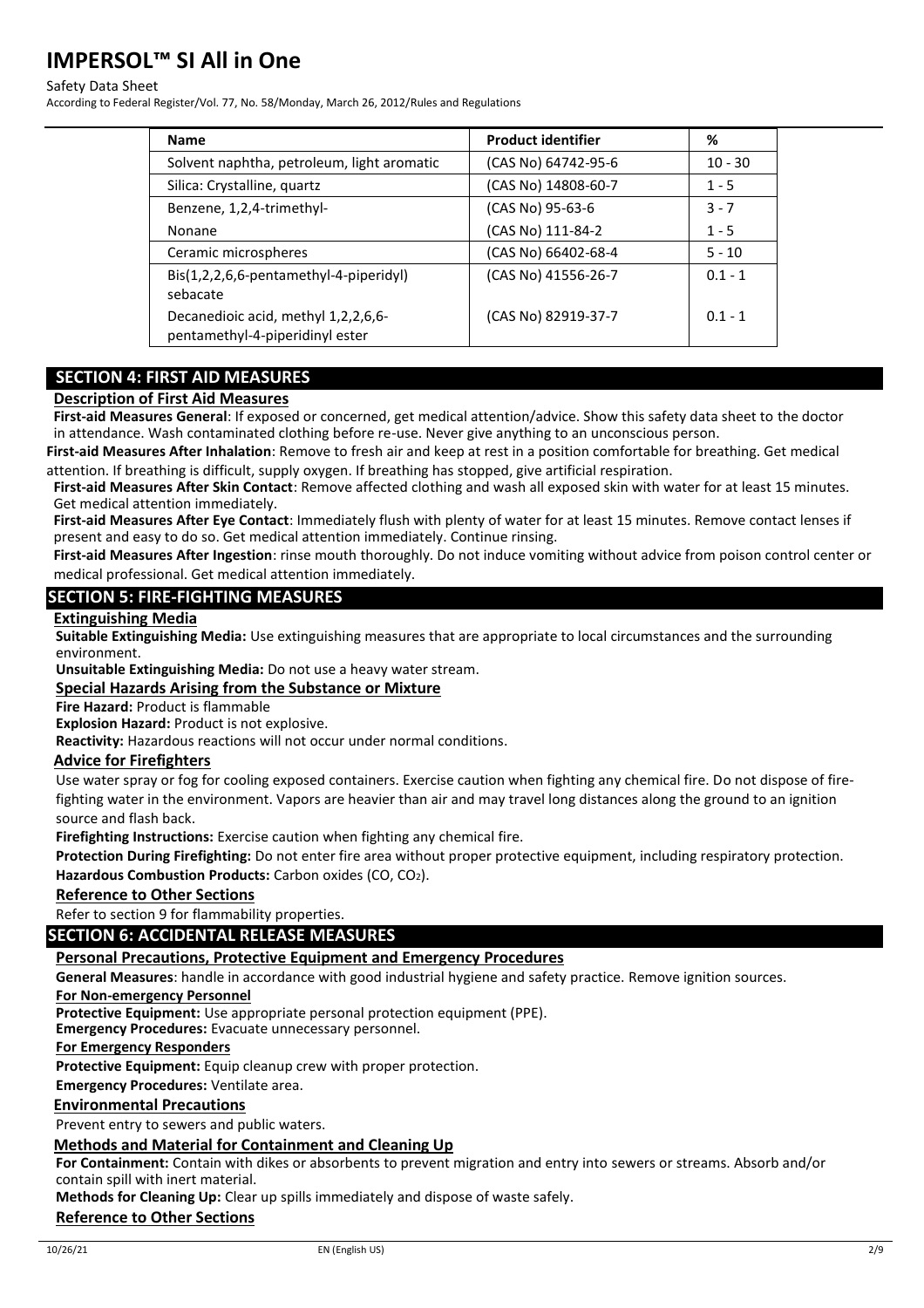| Name | Product identifier | % |
|---|---|---|
| Solvent naphtha, petroleum, light aromatic | (CAS No) 64742-95-6 | 10 - 30 |
| Silica: Crystalline, quartz | (CAS No) 14808-60-7 | 1 - 5 |
| Benzene, 1,2,4-trimethyl- | (CAS No) 95-63-6 | 3 - 7 |
| Nonane | (CAS No) 111-84-2 | 1 - 5 |
| Ceramic microspheres | (CAS No) 66402-68-4 | 5 - 10 |
| Bis(1,2,2,6,6-pentamethyl-4-piperidyl) sebacate | (CAS No) 41556-26-7 | 0.1 - 1 |
| Decanedioic acid, methyl 1,2,2,6,6-pentamethyl-4-piperidinyl ester | (CAS No) 82919-37-7 | 0.1 - 1 |

## SECTION 4: FIRST AID MEASURES

### Description of First Aid Measures

**First-aid Measures General**: If exposed or concerned, get medical attention/advice. Show this safety data sheet to the doctor in attendance. Wash contaminated clothing before re-use. Never give anything to an unconscious person.

**First-aid Measures After Inhalation**: Remove to fresh air and keep at rest in a position comfortable for breathing. Get medical attention. If breathing is difficult, supply oxygen. If breathing has stopped, give artificial respiration.

**First-aid Measures After Skin Contact**: Remove affected clothing and wash all exposed skin with water for at least 15 minutes. Get medical attention immediately.

**First-aid Measures After Eye Contact**: Immediately flush with plenty of water for at least 15 minutes. Remove contact lenses if present and easy to do so. Get medical attention immediately. Continue rinsing.

**First-aid Measures After Ingestion**: rinse mouth thoroughly. Do not induce vomiting without advice from poison control center or medical professional. Get medical attention immediately.

## SECTION 5: FIRE-FIGHTING MEASURES

### Extinguishing Media

**Suitable Extinguishing Media:** Use extinguishing measures that are appropriate to local circumstances and the surrounding environment.

**Unsuitable Extinguishing Media:** Do not use a heavy water stream.

### Special Hazards Arising from the Substance or Mixture

**Fire Hazard:** Product is flammable

**Explosion Hazard:** Product is not explosive.

**Reactivity:** Hazardous reactions will not occur under normal conditions.

### Advice for Firefighters

Use water spray or fog for cooling exposed containers. Exercise caution when fighting any chemical fire. Do not dispose of fire-fighting water in the environment. Vapors are heavier than air and may travel long distances along the ground to an ignition source and flash back.

**Firefighting Instructions:** Exercise caution when fighting any chemical fire.

**Protection During Firefighting:** Do not enter fire area without proper protective equipment, including respiratory protection.

**Hazardous Combustion Products:** Carbon oxides (CO, $CO_2$).

### Reference to Other Sections

Refer to section 9 for flammability properties.

## SECTION 6: ACCIDENTAL RELEASE MEASURES

### Personal Precautions, Protective Equipment and Emergency Procedures

**General Measures**: handle in accordance with good industrial hygiene and safety practice. Remove ignition sources.

#### For Non-emergency Personnel

**Protective Equipment:** Use appropriate personal protection equipment (PPE).

**Emergency Procedures:** Evacuate unnecessary personnel.

#### For Emergency Responders

**Protective Equipment:** Equip cleanup crew with proper protection.

**Emergency Procedures:** Ventilate area.

### Environmental Precautions

Prevent entry to sewers and public waters.

### Methods and Material for Containment and Cleaning Up

**For Containment:** Contain with dikes or absorbents to prevent migration and entry into sewers or streams. Absorb and/or contain spill with inert material.

**Methods for Cleaning Up:** Clear up spills immediately and dispose of waste safely.

### Reference to Other Sections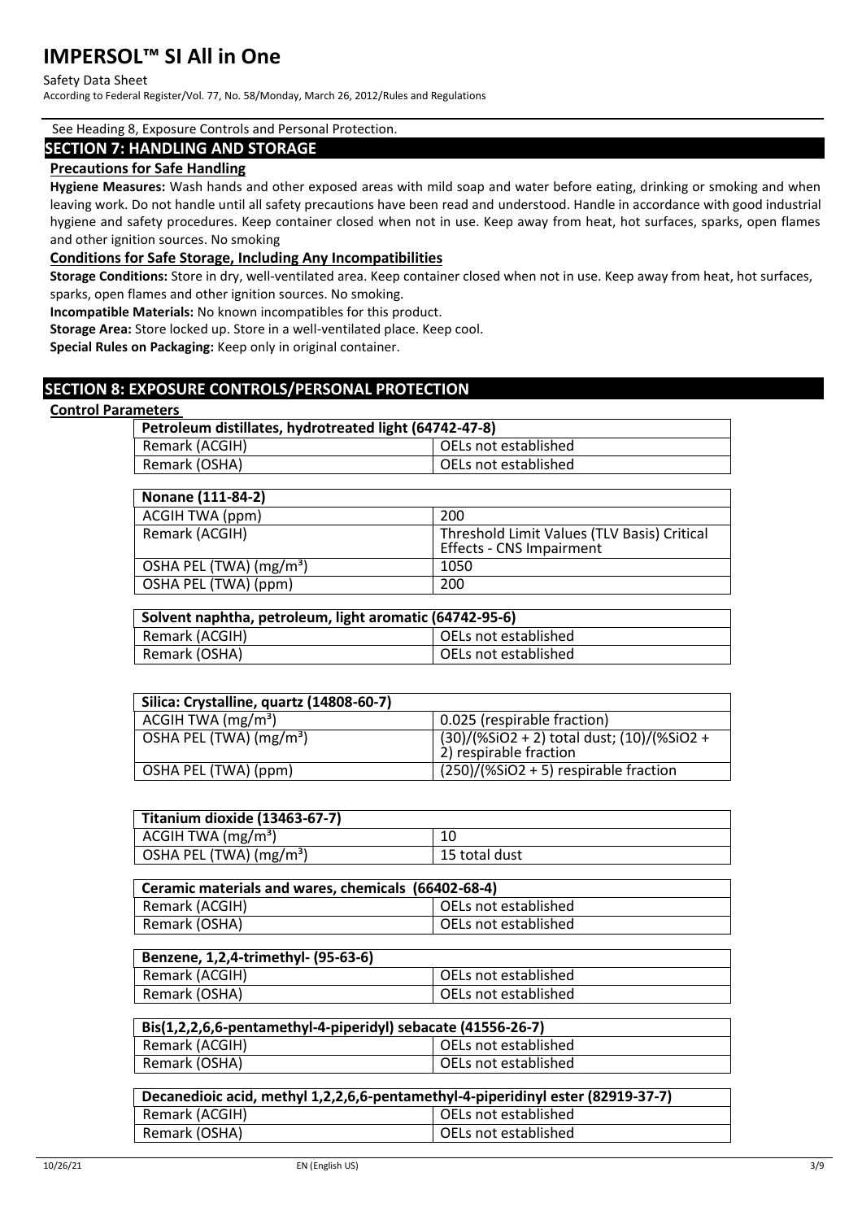See Heading 8, Exposure Controls and Personal Protection.

## SECTION 7: HANDLING AND STORAGE

### Precautions for Safe Handling

**Hygiene Measures:** Wash hands and other exposed areas with mild soap and water before eating, drinking or smoking and when leaving work. Do not handle until all safety precautions have been read and understood. Handle in accordance with good industrial hygiene and safety procedures. Keep container closed when not in use. Keep away from heat, hot surfaces, sparks, open flames and other ignition sources. No smoking

### Conditions for Safe Storage, Including Any Incompatibilities

**Storage Conditions:** Store in dry, well-ventilated area. Keep container closed when not in use. Keep away from heat, hot surfaces, sparks, open flames and other ignition sources. No smoking.

**Incompatible Materials:** No known incompatibles for this product.

**Storage Area:** Store locked up. Store in a well-ventilated place. Keep cool.

**Special Rules on Packaging:** Keep only in original container.

## SECTION 8: EXPOSURE CONTROLS/PERSONAL PROTECTION

### Control Parameters

| Petroleum distillates, hydrotreated light (64742-47-8) | |
|---|---|
| Remark (ACGIH) | OELs not established |
| Remark (OSHA) | OELs not established |

| Nonane (111-84-2) | |
|---|---|
| ACGIH TWA (ppm) | 200 |
| Remark (ACGIH) | Threshold Limit Values (TLV Basis) Critical Effects - CNS Impairment |
| OSHA PEL (TWA) ($mg/m^3$) | 1050 |
| OSHA PEL (TWA) (ppm) | 200 |

| Solvent naphtha, petroleum, light aromatic (64742-95-6) | |
|---|---|
| Remark (ACGIH) | OELs not established |
| Remark (OSHA) | OELs not established |

| Silica: Crystalline, quartz (14808-60-7) | |
|---|---|
| ACGIH TWA ($mg/m^3$) | 0.025 (respirable fraction) |
| OSHA PEL (TWA) ($mg/m^3$) | (30)/(%$SiO_2$ + 2) total dust; (10)/(%$SiO_2$ + 2) respirable fraction |
| OSHA PEL (TWA) (ppm) | (250)/(%$SiO_2$ + 5) respirable fraction |

| Titanium dioxide (13463-67-7) | |
|---|---|
| ACGIH TWA ($mg/m^3$) | 10 |
| OSHA PEL (TWA) ($mg/m^3$) | 15 total dust |

| Ceramic materials and wares, chemicals (66402-68-4) | |
|---|---|
| Remark (ACGIH) | OELs not established |
| Remark (OSHA) | OELs not established |

| Benzene, 1,2,4-trimethyl- (95-63-6) | |
|---|---|
| Remark (ACGIH) | OELs not established |
| Remark (OSHA) | OELs not established |

| Bis(1,2,2,6,6-pentamethyl-4-piperidyl) sebacate (41556-26-7) | |
|---|---|
| Remark (ACGIH) | OELs not established |
| Remark (OSHA) | OELs not established |

| Decanedioic acid, methyl 1,2,2,6,6-pentamethyl-4-piperidinyl ester (82919-37-7) | |
|---|---|
| Remark (ACGIH) | OELs not established |
| Remark (OSHA) | OELs not established |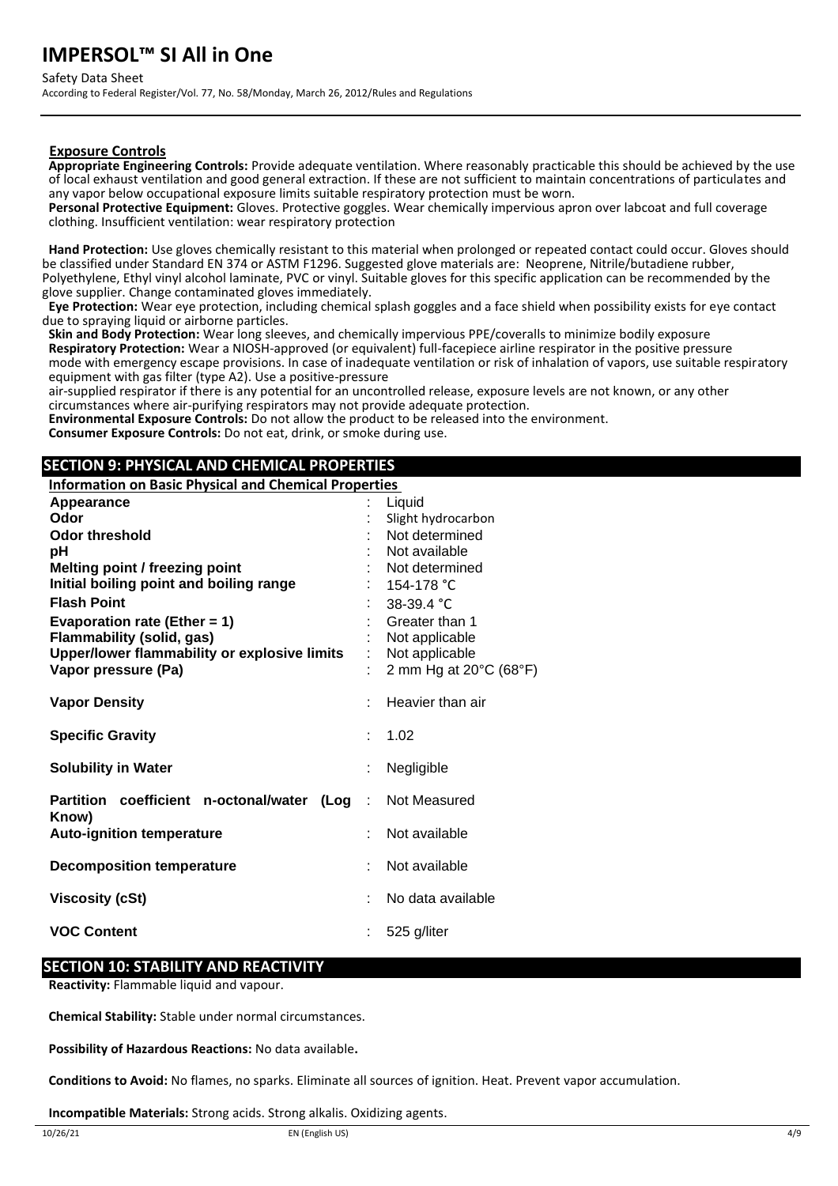### Exposure Controls

**Appropriate Engineering Controls:** Provide adequate ventilation. Where reasonably practicable this should be achieved by the use of local exhaust ventilation and good general extraction. If these are not sufficient to maintain concentrations of particulates and any vapor below occupational exposure limits suitable respiratory protection must be worn.

**Personal Protective Equipment:** Gloves. Protective goggles. Wear chemically impervious apron over labcoat and full coverage clothing. Insufficient ventilation: wear respiratory protection

**Hand Protection:** Use gloves chemically resistant to this material when prolonged or repeated contact could occur. Gloves should be classified under Standard EN 374 or ASTM F1296. Suggested glove materials are: Neoprene, Nitrile/butadiene rubber, Polyethylene, Ethyl vinyl alcohol laminate, PVC or vinyl. Suitable gloves for this specific application can be recommended by the glove supplier. Change contaminated gloves immediately.

**Eye Protection:** Wear eye protection, including chemical splash goggles and a face shield when possibility exists for eye contact due to spraying liquid or airborne particles.

**Skin and Body Protection:** Wear long sleeves, and chemically impervious PPE/coveralls to minimize bodily exposure

**Respiratory Protection:** Wear a NIOSH-approved (or equivalent) full-facepiece airline respirator in the positive pressure mode with emergency escape provisions. In case of inadequate ventilation or risk of inhalation of vapors, use suitable respiratory equipment with gas filter (type A2). Use a positive-pressure air-supplied respirator if there is any potential for an uncontrolled release, exposure levels are not known, or any other circumstances where air-purifying respirators may not provide adequate protection.

**Environmental Exposure Controls:** Do not allow the product to be released into the environment.

**Consumer Exposure Controls:** Do not eat, drink, or smoke during use.

## SECTION 9: PHYSICAL AND CHEMICAL PROPERTIES

### Information on Basic Physical and Chemical Properties

| Property | Value |
|---|---|
| **Appearance** | Liquid |
| **Odor** | Slight hydrocarbon |
| **Odor threshold** | Not determined |
| **pH** | Not available |
| **Melting point / freezing point** | Not determined |
| **Initial boiling point and boiling range** | 154-178 °C |
| **Flash Point** | 38-39.4 °C |
| **Evaporation rate (Ether = 1)** | Greater than 1 |
| **Flammability (solid, gas)** | Not applicable |
| **Upper/lower flammability or explosive limits** | Not applicable |
| **Vapor pressure (Pa)** | 2 mm Hg at 20°C (68°F) |
| **Vapor Density** | Heavier than air |
| **Specific Gravity** | 1.02 |
| **Solubility in Water** | Negligible |
| **Partition coefficient n-octonal/water (Log Know)** | Not Measured |
| **Auto-ignition temperature** | Not available |
| **Decomposition temperature** | Not available |
| **Viscosity (cSt)** | No data available |
| **VOC Content** | 525 g/liter |

## SECTION 10: STABILITY AND REACTIVITY

**Reactivity:** Flammable liquid and vapour.

**Chemical Stability:** Stable under normal circumstances.

**Possibility of Hazardous Reactions:** No data available**.**

**Conditions to Avoid:** No flames, no sparks. Eliminate all sources of ignition. Heat. Prevent vapor accumulation.

**Incompatible Materials:** Strong acids. Strong alkalis. Oxidizing agents.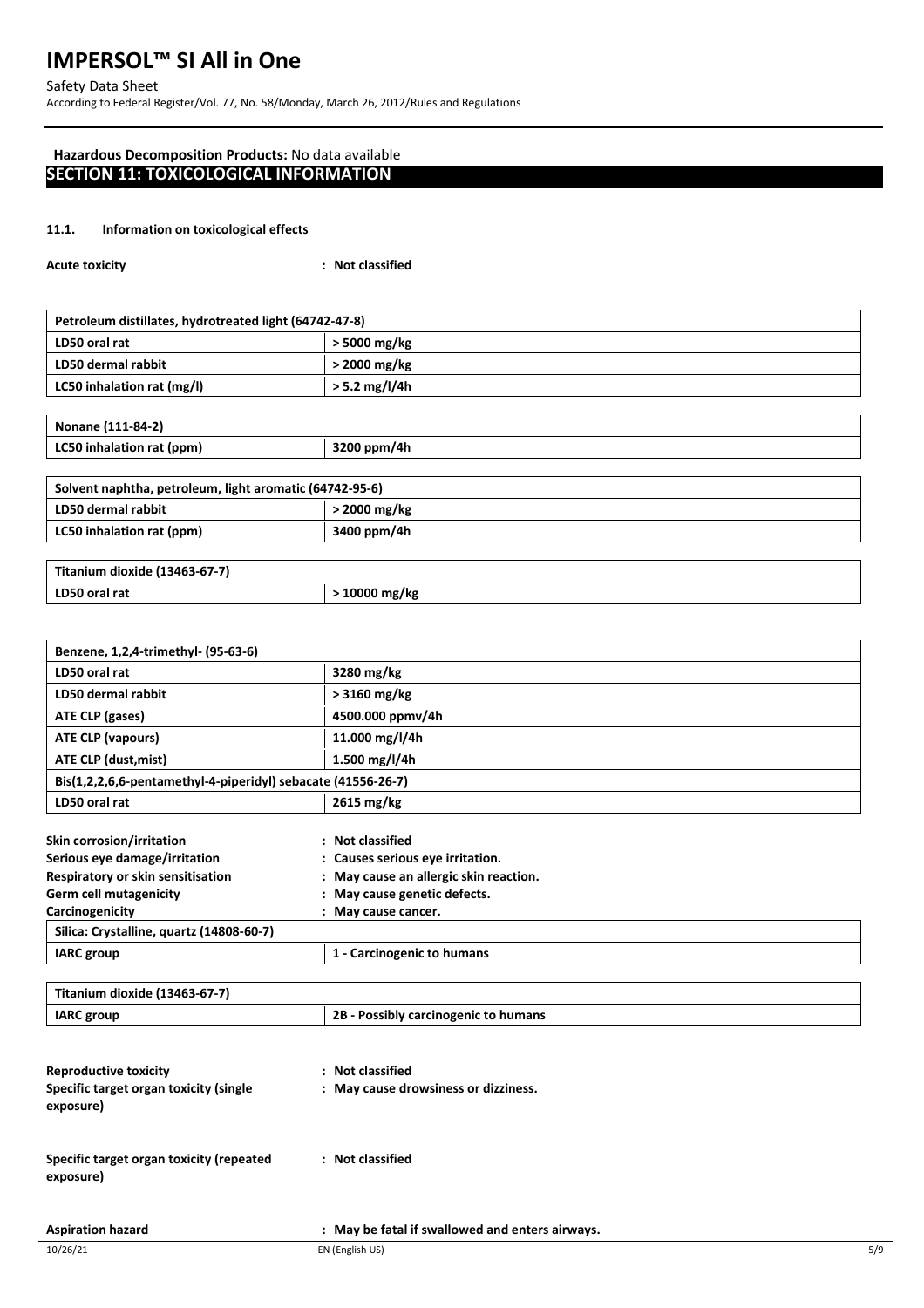**Hazardous Decomposition Products:** No data available

## SECTION 11: TOXICOLOGICAL INFORMATION

### 11.1. Information on toxicological effects

**Acute toxicity** : **Not classified**

| Petroleum distillates, hydrotreated light (64742-47-8) | |
|---|---|
| LD50 oral rat | > 5000 mg/kg |
| LD50 dermal rabbit | > 2000 mg/kg |
| LC50 inhalation rat (mg/l) | > 5.2 mg/l/4h |

| Nonane (111-84-2) | |
|---|---|
| LC50 inhalation rat (ppm) | 3200 ppm/4h |

| Solvent naphtha, petroleum, light aromatic (64742-95-6) | |
|---|---|
| LD50 dermal rabbit | > 2000 mg/kg |
| LC50 inhalation rat (ppm) | 3400 ppm/4h |

| Titanium dioxide (13463-67-7) | |
|---|---|
| LD50 oral rat | > 10000 mg/kg |

| Benzene, 1,2,4-trimethyl- (95-63-6) | |
|---|---|
| LD50 oral rat | 3280 mg/kg |
| LD50 dermal rabbit | > 3160 mg/kg |
| ATE CLP (gases) | 4500.000 ppmv/4h |
| ATE CLP (vapours) | 11.000 mg/l/4h |
| ATE CLP (dust,mist) | 1.500 mg/l/4h |
| **Bis(1,2,2,6,6-pentamethyl-4-piperidyl) sebacate (41556-26-7)** | |
| LD50 oral rat | 2615 mg/kg |

**Skin corrosion/irritation** : **Not classified**

**Serious eye damage/irritation** : **Causes serious eye irritation.**

**Respiratory or skin sensitisation** : **May cause an allergic skin reaction.**

**Germ cell mutagenicity** : **May cause genetic defects.**

**Carcinogenicity** : **May cause cancer.**

| Silica: Crystalline, quartz (14808-60-7) | |
|---|---|
| IARC group | 1 - Carcinogenic to humans |

| Titanium dioxide (13463-67-7) | |
|---|---|
| IARC group | 2B - Possibly carcinogenic to humans |

**Reproductive toxicity** : **Not classified**

**Specific target organ toxicity (single exposure)** : **May cause drowsiness or dizziness.**

**Specific target organ toxicity (repeated exposure)** : **Not classified**

**Aspiration hazard** : **May be fatal if swallowed and enters airways.**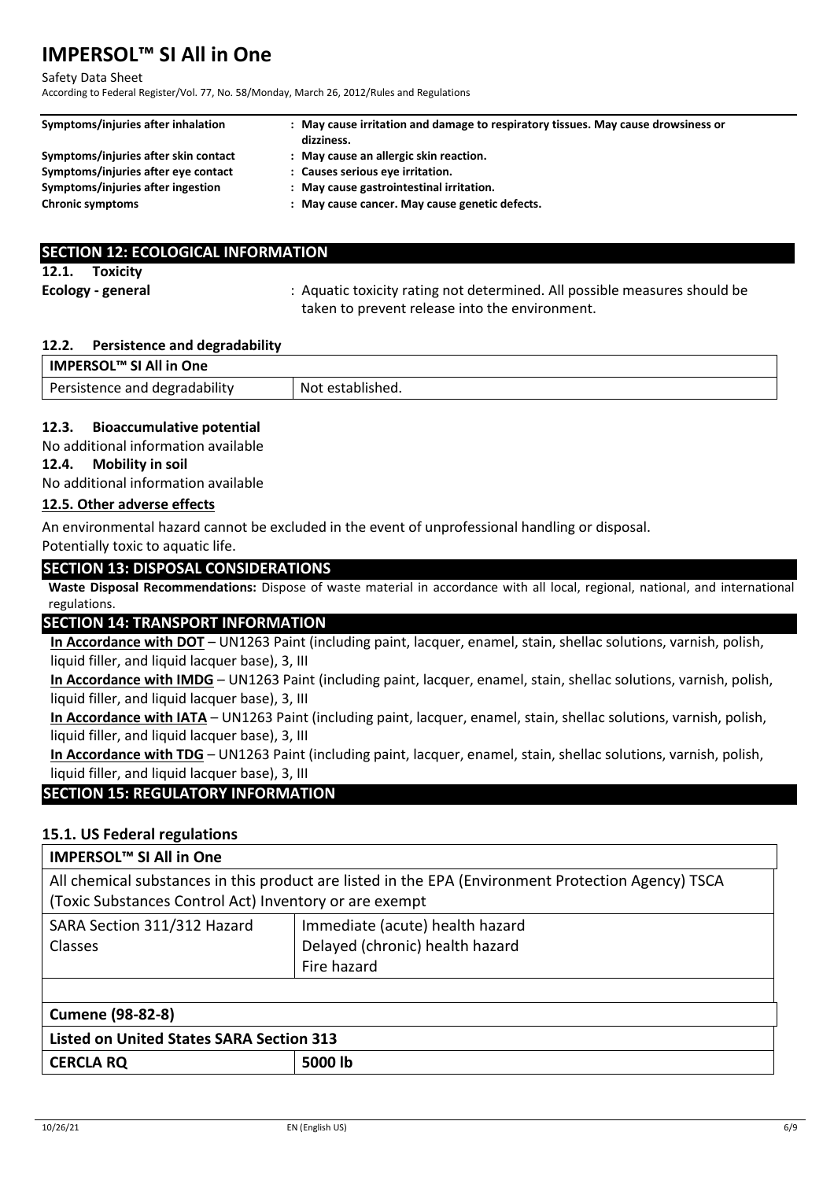| | |
|---|---|
| **Symptoms/injuries after inhalation** | **: May cause irritation and damage to respiratory tissues. May cause drowsiness or dizziness.** |
| **Symptoms/injuries after skin contact** | **: May cause an allergic skin reaction.** |
| **Symptoms/injuries after eye contact** | **: Causes serious eye irritation.** |
| **Symptoms/injuries after ingestion** | **: May cause gastrointestinal irritation.** |
| **Chronic symptoms** | **: May cause cancer. May cause genetic defects.** |

## SECTION 12: ECOLOGICAL INFORMATION

### 12.1. Toxicity

**Ecology - general** : Aquatic toxicity rating not determined. All possible measures should be taken to prevent release into the environment.

### 12.2. Persistence and degradability

| IMPERSOL™ SI All in One | |
|---|---|
| Persistence and degradability | Not established. |

### 12.3. Bioaccumulative potential

No additional information available

### 12.4. Mobility in soil

No additional information available

### 12.5. Other adverse effects

An environmental hazard cannot be excluded in the event of unprofessional handling or disposal.
Potentially toxic to aquatic life.

## SECTION 13: DISPOSAL CONSIDERATIONS

**Waste Disposal Recommendations:** Dispose of waste material in accordance with all local, regional, national, and international regulations.

## SECTION 14: TRANSPORT INFORMATION

**In Accordance with DOT** – UN1263 Paint (including paint, lacquer, enamel, stain, shellac solutions, varnish, polish, liquid filler, and liquid lacquer base), 3, III

**In Accordance with IMDG** – UN1263 Paint (including paint, lacquer, enamel, stain, shellac solutions, varnish, polish, liquid filler, and liquid lacquer base), 3, III

**In Accordance with IATA** – UN1263 Paint (including paint, lacquer, enamel, stain, shellac solutions, varnish, polish, liquid filler, and liquid lacquer base), 3, III

**In Accordance with TDG** – UN1263 Paint (including paint, lacquer, enamel, stain, shellac solutions, varnish, polish, liquid filler, and liquid lacquer base), 3, III

## SECTION 15: REGULATORY INFORMATION

### 15.1. US Federal regulations

| **IMPERSOL™ SI All in One** | |
|---|---|
| All chemical substances in this product are listed in the EPA (Environment Protection Agency) TSCA (Toxic Substances Control Act) Inventory or are exempt | |
| SARA Section 311/312 Hazard Classes | Immediate (acute) health hazard<br>Delayed (chronic) health hazard<br>Fire hazard |

| **Cumene (98-82-8)** | |
|---|---|
| **Listed on United States SARA Section 313** | |
| **CERCLA RQ** | **5000 lb** |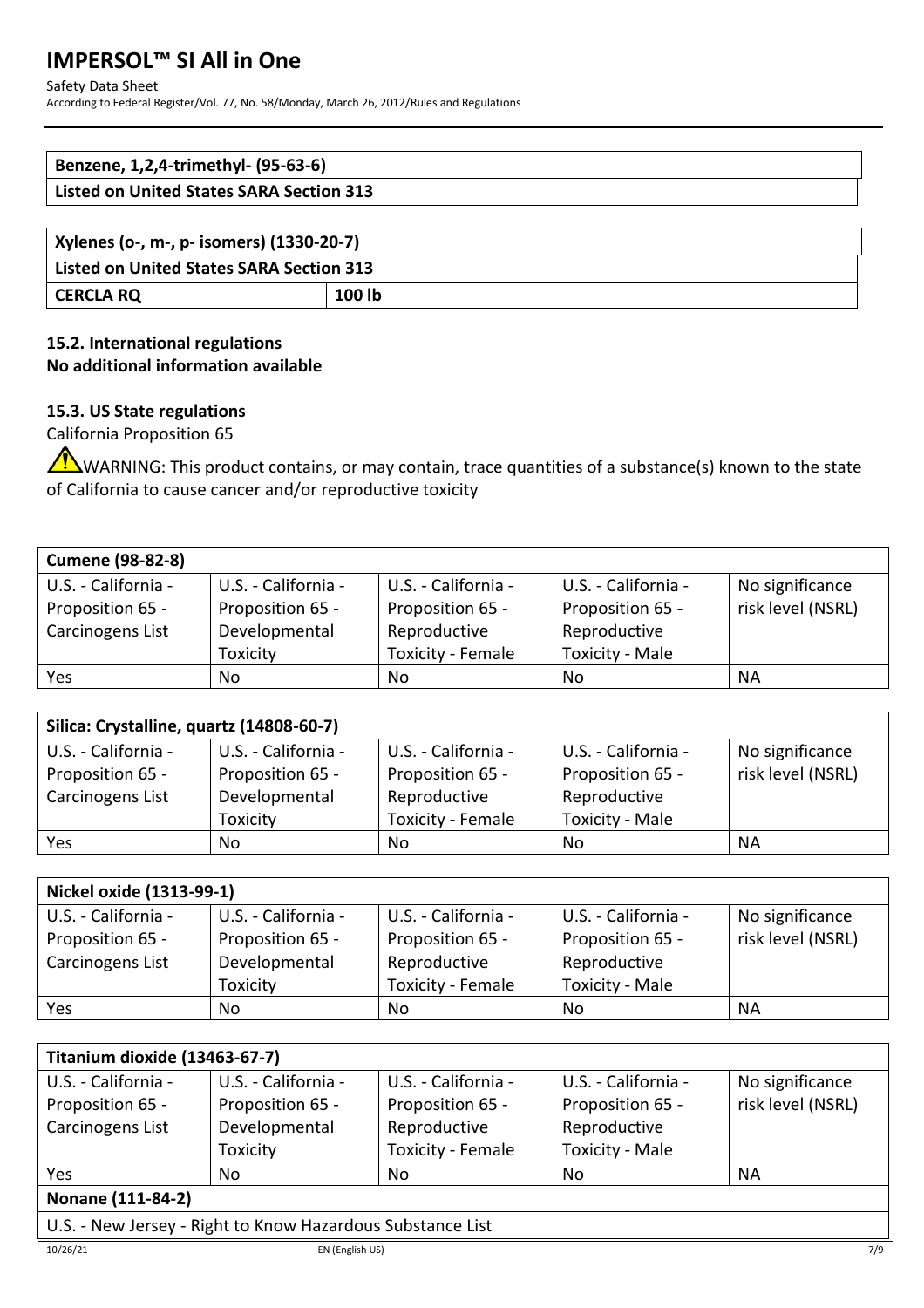| Benzene, 1,2,4-trimethyl- (95-63-6) |
| --- |
| Listed on United States SARA Section 313 |

| Xylenes (o-, m-, p- isomers) (1330-20-7) | |
| --- | --- |
| Listed on United States SARA Section 313 | |
| CERCLA RQ | 100 lb |

### 15.2. International regulations

**No additional information available**

### 15.3. US State regulations

California Proposition 65

⚠WARNING: This product contains, or may contain, trace quantities of a substance(s) known to the state of California to cause cancer and/or reproductive toxicity

| Cumene (98-82-8) | | | | |
| --- | --- | --- | --- | --- |
| U.S. - California - Proposition 65 - Carcinogens List | U.S. - California - Proposition 65 - Developmental Toxicity | U.S. - California - Proposition 65 - Reproductive Toxicity - Female | U.S. - California - Proposition 65 - Reproductive Toxicity - Male | No significance risk level (NSRL) |
| Yes | No | No | No | NA |

| Silica: Crystalline, quartz (14808-60-7) | | | | |
| --- | --- | --- | --- | --- |
| U.S. - California - Proposition 65 - Carcinogens List | U.S. - California - Proposition 65 - Developmental Toxicity | U.S. - California - Proposition 65 - Reproductive Toxicity - Female | U.S. - California - Proposition 65 - Reproductive Toxicity - Male | No significance risk level (NSRL) |
| Yes | No | No | No | NA |

| Nickel oxide (1313-99-1) | | | | |
| --- | --- | --- | --- | --- |
| U.S. - California - Proposition 65 - Carcinogens List | U.S. - California - Proposition 65 - Developmental Toxicity | U.S. - California - Proposition 65 - Reproductive Toxicity - Female | U.S. - California - Proposition 65 - Reproductive Toxicity - Male | No significance risk level (NSRL) |
| Yes | No | No | No | NA |

| Titanium dioxide (13463-67-7) | | | | |
| --- | --- | --- | --- | --- |
| U.S. - California - Proposition 65 - Carcinogens List | U.S. - California - Proposition 65 - Developmental Toxicity | U.S. - California - Proposition 65 - Reproductive Toxicity - Female | U.S. - California - Proposition 65 - Reproductive Toxicity - Male | No significance risk level (NSRL) |
| Yes | No | No | No | NA |
| **Nonane (111-84-2)** | | | | |
| U.S. - New Jersey - Right to Know Hazardous Substance List | | | | |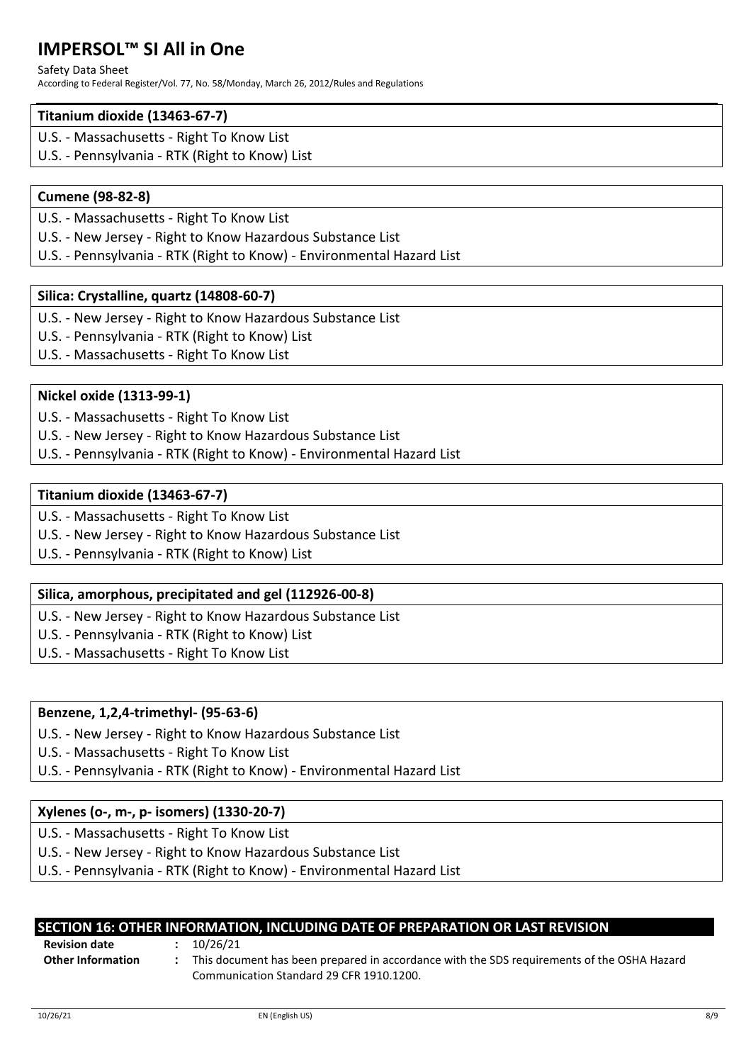| Titanium dioxide (13463-67-7) |
|---|
| U.S. - Massachusetts - Right To Know List |
| U.S. - Pennsylvania - RTK (Right to Know) List |

| Cumene (98-82-8) |
|---|
| U.S. - Massachusetts - Right To Know List |
| U.S. - New Jersey - Right to Know Hazardous Substance List |
| U.S. - Pennsylvania - RTK (Right to Know) - Environmental Hazard List |

| Silica: Crystalline, quartz (14808-60-7) |
|---|
| U.S. - New Jersey - Right to Know Hazardous Substance List |
| U.S. - Pennsylvania - RTK (Right to Know) List |
| U.S. - Massachusetts - Right To Know List |

| Nickel oxide (1313-99-1) |
|---|
| U.S. - Massachusetts - Right To Know List |
| U.S. - New Jersey - Right to Know Hazardous Substance List |
| U.S. - Pennsylvania - RTK (Right to Know) - Environmental Hazard List |

| Titanium dioxide (13463-67-7) |
|---|
| U.S. - Massachusetts - Right To Know List |
| U.S. - New Jersey - Right to Know Hazardous Substance List |
| U.S. - Pennsylvania - RTK (Right to Know) List |

| Silica, amorphous, precipitated and gel (112926-00-8) |
|---|
| U.S. - New Jersey - Right to Know Hazardous Substance List |
| U.S. - Pennsylvania - RTK (Right to Know) List |
| U.S. - Massachusetts - Right To Know List |

| Benzene, 1,2,4-trimethyl- (95-63-6) |
|---|
| U.S. - New Jersey - Right to Know Hazardous Substance List |
| U.S. - Massachusetts - Right To Know List |
| U.S. - Pennsylvania - RTK (Right to Know) - Environmental Hazard List |

| Xylenes (o-, m-, p- isomers) (1330-20-7) |
|---|
| U.S. - Massachusetts - Right To Know List |
| U.S. - New Jersey - Right to Know Hazardous Substance List |
| U.S. - Pennsylvania - RTK (Right to Know) - Environmental Hazard List |

## SECTION 16: OTHER INFORMATION, INCLUDING DATE OF PREPARATION OR LAST REVISION

**Revision date** : 10/26/21

**Other Information** : This document has been prepared in accordance with the SDS requirements of the OSHA Hazard Communication Standard 29 CFR 1910.1200.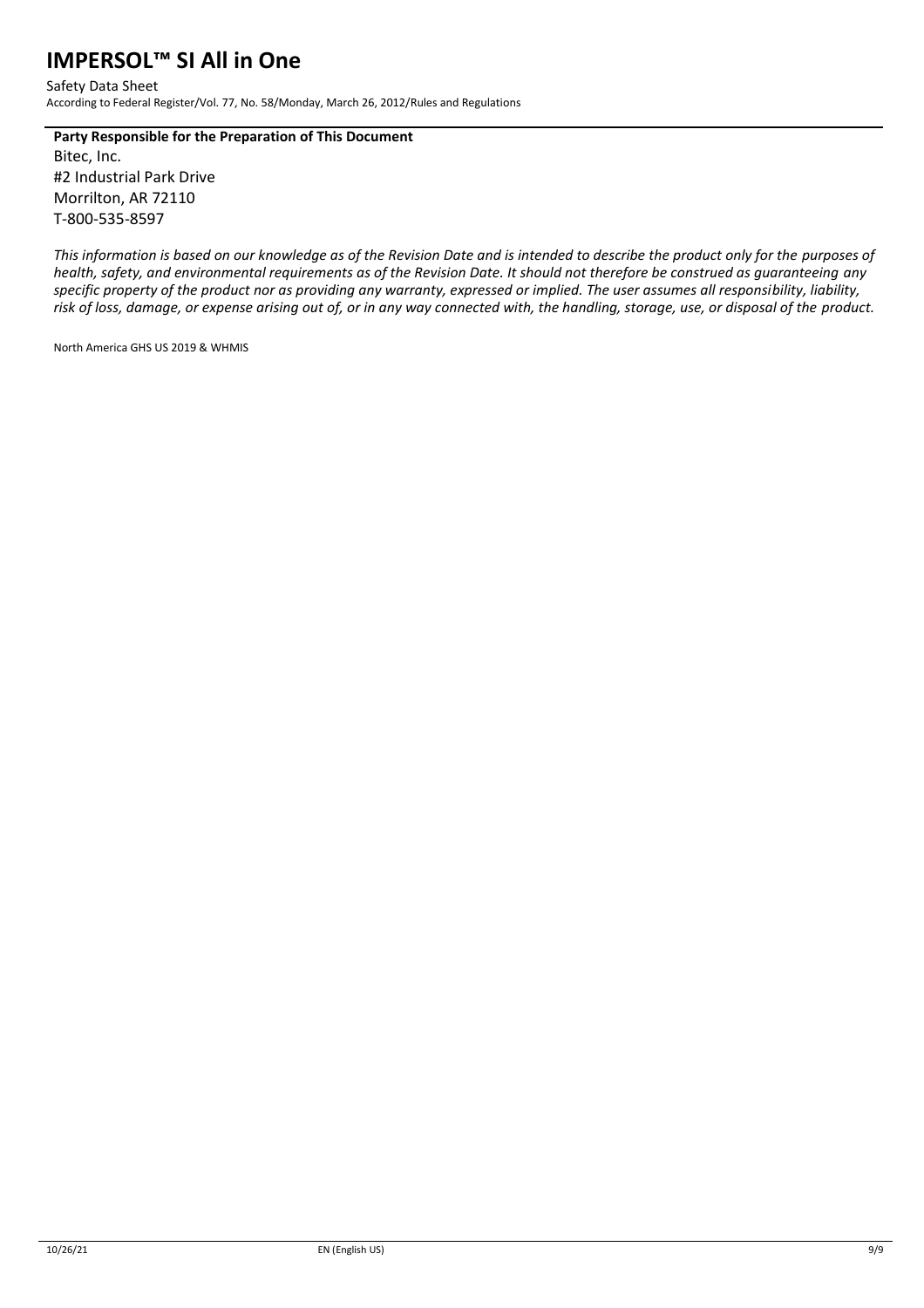**Party Responsible for the Preparation of This Document**

Bitec, Inc.
#2 Industrial Park Drive
Morrilton, AR 72110
T-800-535-8597

*This information is based on our knowledge as of the Revision Date and is intended to describe the product only for the purposes of health, safety, and environmental requirements as of the Revision Date. It should not therefore be construed as guaranteeing any specific property of the product nor as providing any warranty, expressed or implied. The user assumes all responsibility, liability, risk of loss, damage, or expense arising out of, or in any way connected with, the handling, storage, use, or disposal of the product.*

North America GHS US 2019 & WHMIS